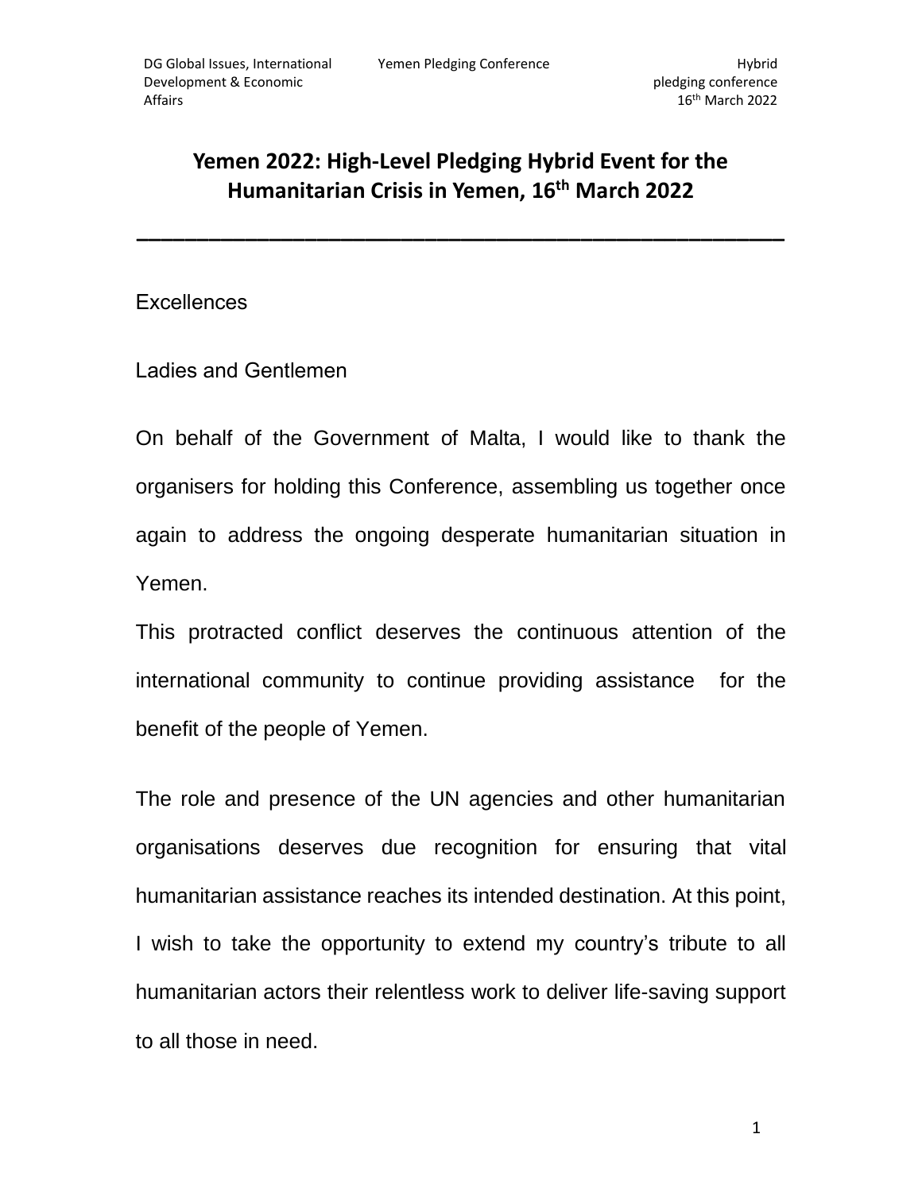# Yemen 2022: High-Level Pledging Hybrid Event for the Humanitarian Crisis in Yemen, 16th March 2022

---

Excellences

Ladies and Gentlemen

On behalf of the Government of Malta, I would like to thank the organisers for holding this Conference, assembling us together once again to address the ongoing desperate humanitarian situation in Yemen.

This protracted conflict deserves the continuous attention of the international community to continue providing assistance for the benefit of the people of Yemen.

The role and presence of the UN agencies and other humanitarian organisations deserves due recognition for ensuring that vital humanitarian assistance reaches its intended destination. At this point, I wish to take the opportunity to extend my country's tribute to all humanitarian actors their relentless work to deliver life-saving support to all those in need.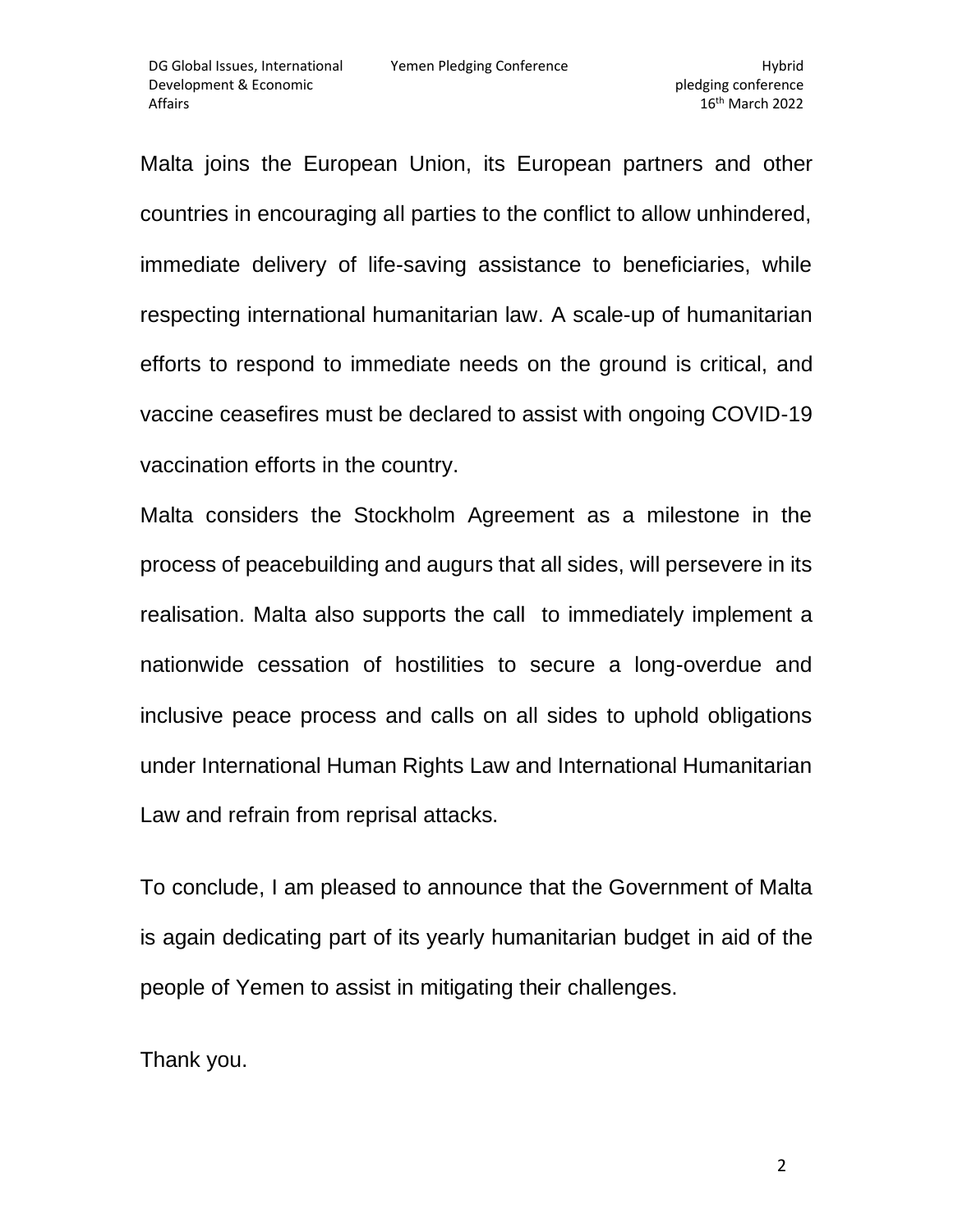Malta joins the European Union, its European partners and other countries in encouraging all parties to the conflict to allow unhindered, immediate delivery of life-saving assistance to beneficiaries, while respecting international humanitarian law. A scale-up of humanitarian efforts to respond to immediate needs on the ground is critical, and vaccine ceasefires must be declared to assist with ongoing COVID-19 vaccination efforts in the country.

Malta considers the Stockholm Agreement as a milestone in the process of peacebuilding and augurs that all sides, will persevere in its realisation. Malta also supports the call to immediately implement a nationwide cessation of hostilities to secure a long-overdue and inclusive peace process and calls on all sides to uphold obligations under International Human Rights Law and International Humanitarian Law and refrain from reprisal attacks.

To conclude, I am pleased to announce that the Government of Malta is again dedicating part of its yearly humanitarian budget in aid of the people of Yemen to assist in mitigating their challenges.

Thank you.